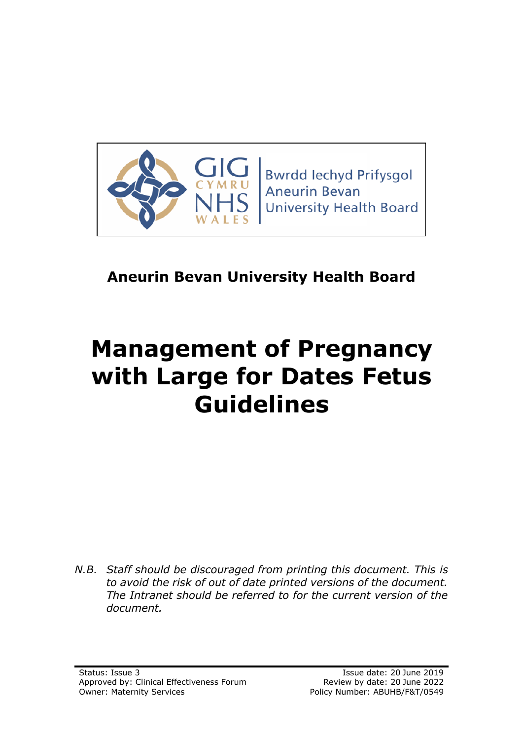Bwrdd Iechyd Prifysgol Aneurin Bevan University Health Board

**Aneurin Bevan University Health Board**

# Management of Pregnancy with Large for Dates Fetus Guidelines

*N.B. Staff should be discouraged from printing this document. This is to avoid the risk of out of date printed versions of the document. The Intranet should be referred to for the current version of the document.*

Status: Issue 3
Approved by: Clinical Effectiveness Forum
Owner: Maternity Services

Issue date: 20 June 2019
Review by date: 20 June 2022
Policy Number: ABUHB/F&T/0549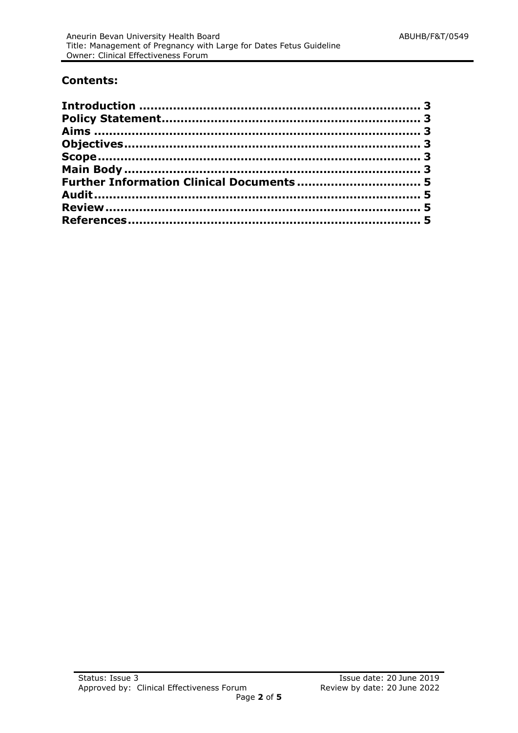## Contents:

**Introduction .......................................................................... 3**
**Policy Statement.................................................................... 3**
**Aims ........................................................................................ 3**
**Objectives............................................................................... 3**
**Scope....................................................................................... 3**
**Main Body ............................................................................... 3**
**Further Information Clinical Documents ................................ 5**
**Audit........................................................................................ 5**
**Review..................................................................................... 5**
**References.............................................................................. 5**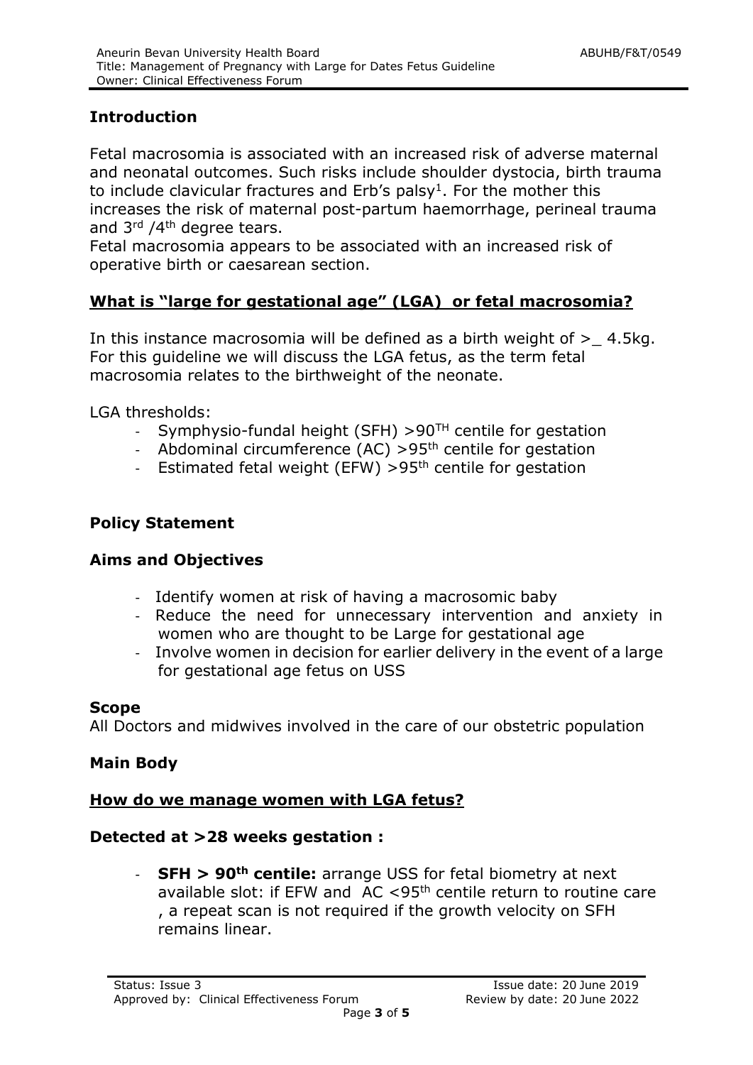## Introduction

Fetal macrosomia is associated with an increased risk of adverse maternal and neonatal outcomes. Such risks include shoulder dystocia, birth trauma to include clavicular fractures and Erb's palsy[1]. For the mother this increases the risk of maternal post-partum haemorrhage, perineal trauma and 3rd /4th degree tears.

Fetal macrosomia appears to be associated with an increased risk of operative birth or caesarean section.

## What is "large for gestational age" (LGA) or fetal macrosomia?

In this instance macrosomia will be defined as a birth weight of >_ 4.5kg. For this guideline we will discuss the LGA fetus, as the term fetal macrosomia relates to the birthweight of the neonate.

LGA thresholds:

- Symphysio-fundal height (SFH) >90TH centile for gestation
- Abdominal circumference (AC) >95th centile for gestation
- Estimated fetal weight (EFW) >95th centile for gestation

## Policy Statement

### Aims and Objectives

- Identify women at risk of having a macrosomic baby
- Reduce the need for unnecessary intervention and anxiety in women who are thought to be Large for gestational age
- Involve women in decision for earlier delivery in the event of a large for gestational age fetus on USS

### Scope

All Doctors and midwives involved in the care of our obstetric population

## Main Body

### How do we manage women with LGA fetus?

#### Detected at >28 weeks gestation :

- **SFH > 90th centile:** arrange USS for fetal biometry at next available slot: if EFW and AC <95th centile return to routine care , a repeat scan is not required if the growth velocity on SFH remains linear.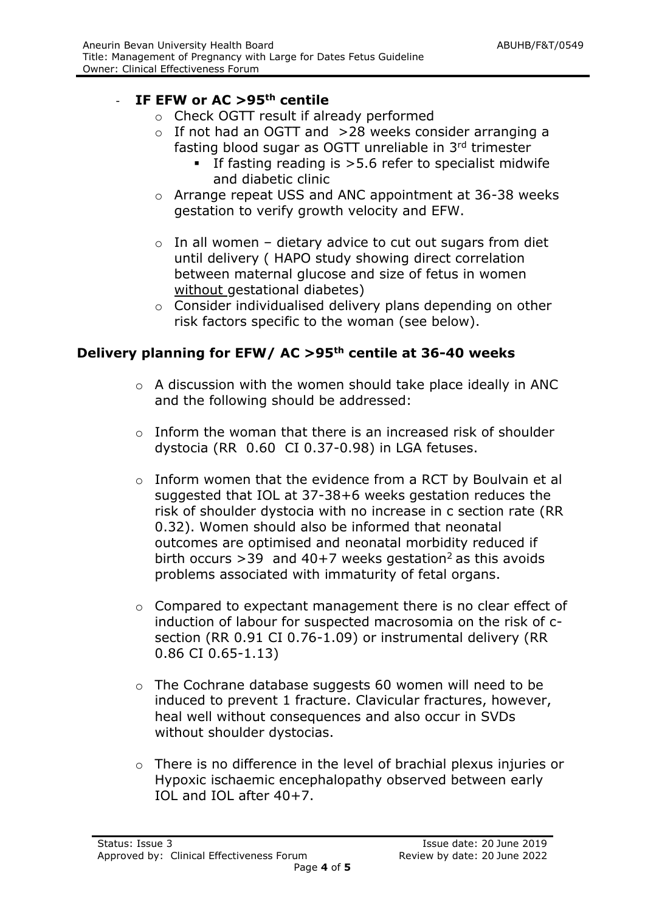- **IF EFW or AC >95th centile**
  - Check OGTT result if already performed
  - If not had an OGTT and >28 weeks consider arranging a fasting blood sugar as OGTT unreliable in 3rd trimester
    - If fasting reading is >5.6 refer to specialist midwife and diabetic clinic
  - Arrange repeat USS and ANC appointment at 36-38 weeks gestation to verify growth velocity and EFW.
  - In all women – dietary advice to cut out sugars from diet until delivery ( HAPO study showing direct correlation between maternal glucose and size of fetus in women without gestational diabetes)
  - Consider individualised delivery plans depending on other risk factors specific to the woman (see below).

## Delivery planning for EFW/ AC >95th centile at 36-40 weeks

- A discussion with the women should take place ideally in ANC and the following should be addressed:
- Inform the woman that there is an increased risk of shoulder dystocia (RR 0.60 CI 0.37-0.98) in LGA fetuses.
- Inform women that the evidence from a RCT by Boulvain et al suggested that IOL at 37-38+6 weeks gestation reduces the risk of shoulder dystocia with no increase in c section rate (RR 0.32). Women should also be informed that neonatal outcomes are optimised and neonatal morbidity reduced if birth occurs >39 and 40+7 weeks gestation[2] as this avoids problems associated with immaturity of fetal organs.
- Compared to expectant management there is no clear effect of induction of labour for suspected macrosomia on the risk of c-section (RR 0.91 CI 0.76-1.09) or instrumental delivery (RR 0.86 CI 0.65-1.13)
- The Cochrane database suggests 60 women will need to be induced to prevent 1 fracture. Clavicular fractures, however, heal well without consequences and also occur in SVDs without shoulder dystocias.
- There is no difference in the level of brachial plexus injuries or Hypoxic ischaemic encephalopathy observed between early IOL and IOL after 40+7.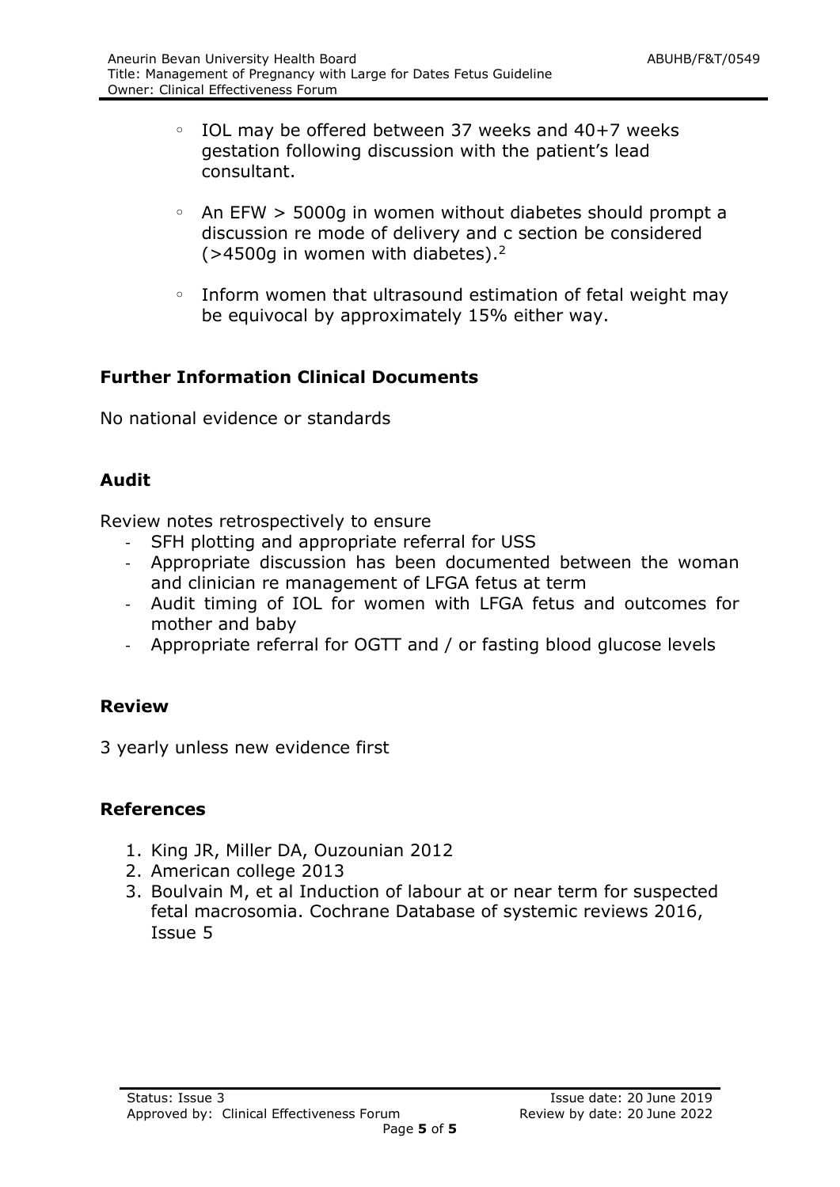- IOL may be offered between 37 weeks and 40+7 weeks gestation following discussion with the patient's lead consultant.

- An EFW > 5000g in women without diabetes should prompt a discussion re mode of delivery and c section be considered (>4500g in women with diabetes).[2]

- Inform women that ultrasound estimation of fetal weight may be equivocal by approximately 15% either way.

## Further Information Clinical Documents

No national evidence or standards

## Audit

Review notes retrospectively to ensure

- SFH plotting and appropriate referral for USS
- Appropriate discussion has been documented between the woman and clinician re management of LFGA fetus at term
- Audit timing of IOL for women with LFGA fetus and outcomes for mother and baby
- Appropriate referral for OGTT and / or fasting blood glucose levels

## Review

3 yearly unless new evidence first

## References

1. King JR, Miller DA, Ouzounian 2012
2. American college 2013
3. Boulvain M, et al Induction of labour at or near term for suspected fetal macrosomia. Cochrane Database of systemic reviews 2016, Issue 5